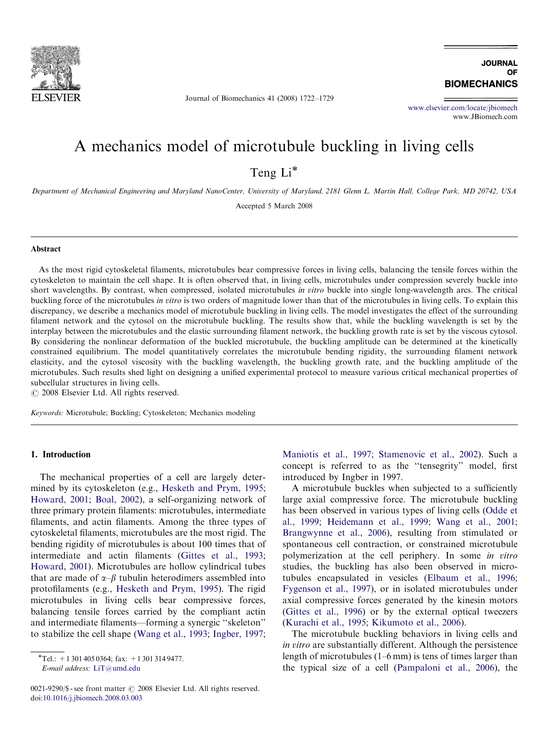# A mechanics model of microtubule buckling in living cells

Teng Li*

*Department of Mechanical Engineering and Maryland NanoCenter, University of Maryland, 2181 Glenn L. Martin Hall, College Park, MD 20742, USA*

Accepted 5 March 2008

## Abstract

As the most rigid cytoskeletal filaments, microtubules bear compressive forces in living cells, balancing the tensile forces within the cytoskeleton to maintain the cell shape. It is often observed that, in living cells, microtubules under compression severely buckle into short wavelengths. By contrast, when compressed, isolated microtubules *in vitro* buckle into single long-wavelength arcs. The critical buckling force of the microtubules *in vitro* is two orders of magnitude lower than that of the microtubules in living cells. To explain this discrepancy, we describe a mechanics model of microtubule buckling in living cells. The model investigates the effect of the surrounding filament network and the cytosol on the microtubule buckling. The results show that, while the buckling wavelength is set by the interplay between the microtubules and the elastic surrounding filament network, the buckling growth rate is set by the viscous cytosol. By considering the nonlinear deformation of the buckled microtubule, the buckling amplitude can be determined at the kinetically constrained equilibrium. The model quantitatively correlates the microtubule bending rigidity, the surrounding filament network elasticity, and the cytosol viscosity with the buckling wavelength, the buckling growth rate, and the buckling amplitude of the microtubules. Such results shed light on designing a unified experimental protocol to measure various critical mechanical properties of subcellular structures in living cells.

© 2008 Elsevier Ltd. All rights reserved.

*Keywords:* Microtubule; Buckling; Cytoskeleton; Mechanics modeling

## 1. Introduction

The mechanical properties of a cell are largely determined by its cytoskeleton (e.g., Hesketh and Prym, 1995; Howard, 2001; Boal, 2002), a self-organizing network of three primary protein filaments: microtubules, intermediate filaments, and actin filaments. Among the three types of cytoskeletal filaments, microtubules are the most rigid. The bending rigidity of microtubules is about 100 times that of intermediate and actin filaments (Gittes et al., 1993; Howard, 2001). Microtubules are hollow cylindrical tubes that are made of $\alpha$–$\beta$ tubulin heterodimers assembled into protofilaments (e.g., Hesketh and Prym, 1995). The rigid microtubules in living cells bear compressive forces, balancing tensile forces carried by the compliant actin and intermediate filaments—forming a synergic "skeleton" to stabilize the cell shape (Wang et al., 1993; Ingber, 1997; Maniotis et al., 1997; Stamenovic et al., 2002). Such a concept is referred to as the "tensegrity" model, first introduced by Ingber in 1997.

A microtubule buckles when subjected to a sufficiently large axial compressive force. The microtubule buckling has been observed in various types of living cells (Odde et al., 1999; Heidemann et al., 1999; Wang et al., 2001; Brangwynne et al., 2006), resulting from stimulated or spontaneous cell contraction, or constrained microtubule polymerization at the cell periphery. In some *in vitro* studies, the buckling has also been observed in microtubules encapsulated in vesicles (Elbaum et al., 1996; Fygenson et al., 1997), or in isolated microtubules under axial compressive forces generated by the kinesin motors (Gittes et al., 1996) or by the external optical tweezers (Kurachi et al., 1995; Kikumoto et al., 2006).

The microtubule buckling behaviors in living cells and *in vitro* are substantially different. Although the persistence length of microtubules (1–6 mm) is tens of times larger than the typical size of a cell (Pampaloni et al., 2006), the

*Tel.: +1 301 405 0364; fax: +1 301 314 9477.
*E-mail address:* LiT@umd.edu

0021-9290/$ - see front matter © 2008 Elsevier Ltd. All rights reserved.
doi:10.1016/j.jbiomech.2008.03.003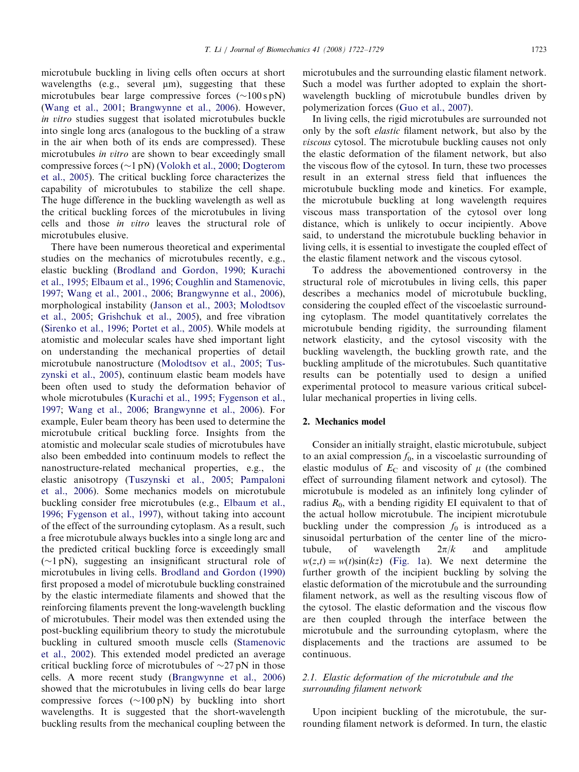microtubule buckling in living cells often occurs at short wavelengths (e.g., several μm), suggesting that these microtubules bear large compressive forces (~100 s pN) (Wang et al., 2001; Brangwynne et al., 2006). However, *in vitro* studies suggest that isolated microtubules buckle into single long arcs (analogous to the buckling of a straw in the air when both of its ends are compressed). These microtubules *in vitro* are shown to bear exceedingly small compressive forces (~1 pN) (Volokh et al., 2000; Dogterom et al., 2005). The critical buckling force characterizes the capability of microtubules to stabilize the cell shape. The huge difference in the buckling wavelength as well as the critical buckling forces of the microtubules in living cells and those *in vitro* leaves the structural role of microtubules elusive.

There have been numerous theoretical and experimental studies on the mechanics of microtubules recently, e.g., elastic buckling (Brodland and Gordon, 1990; Kurachi et al., 1995; Elbaum et al., 1996; Coughlin and Stamenovic, 1997; Wang et al., 2001., 2006; Brangwynne et al., 2006), morphological instability (Janson et al., 2003; Molodtsov et al., 2005; Grishchuk et al., 2005), and free vibration (Sirenko et al., 1996; Portet et al., 2005). While models at atomistic and molecular scales have shed important light on understanding the mechanical properties of detail microtubule nanostructure (Molodtsov et al., 2005; Tuszynski et al., 2005), continuum elastic beam models have been often used to study the deformation behavior of whole microtubules (Kurachi et al., 1995; Fygenson et al., 1997; Wang et al., 2006; Brangwynne et al., 2006). For example, Euler beam theory has been used to determine the microtubule critical buckling force. Insights from the atomistic and molecular scale studies of microtubules have also been embedded into continuum models to reflect the nanostructure-related mechanical properties, e.g., the elastic anisotropy (Tuszynski et al., 2005; Pampaloni et al., 2006). Some mechanics models on microtubule buckling consider free microtubules (e.g., Elbaum et al., 1996; Fygenson et al., 1997), without taking into account of the effect of the surrounding cytoplasm. As a result, such a free microtubule always buckles into a single long arc and the predicted critical buckling force is exceedingly small (~1 pN), suggesting an insignificant structural role of microtubules in living cells. Brodland and Gordon (1990) first proposed a model of microtubule buckling constrained by the elastic intermediate filaments and showed that the reinforcing filaments prevent the long-wavelength buckling of microtubules. Their model was then extended using the post-buckling equilibrium theory to study the microtubule buckling in cultured smooth muscle cells (Stamenovic et al., 2002). This extended model predicted an average critical buckling force of microtubules of ~27 pN in those cells. A more recent study (Brangwynne et al., 2006) showed that the microtubules in living cells do bear large compressive forces (~100 pN) by buckling into short wavelengths. It is suggested that the short-wavelength buckling results from the mechanical coupling between the microtubules and the surrounding elastic filament network. Such a model was further adopted to explain the short-wavelength buckling of microtubule bundles driven by polymerization forces (Guo et al., 2007).

In living cells, the rigid microtubules are surrounded not only by the soft *elastic* filament network, but also by the *viscous* cytosol. The microtubule buckling causes not only the elastic deformation of the filament network, but also the viscous flow of the cytosol. In turn, these two processes result in an external stress field that influences the microtubule buckling mode and kinetics. For example, the microtubule buckling at long wavelength requires viscous mass transportation of the cytosol over long distance, which is unlikely to occur incipiently. Above said, to understand the microtubule buckling behavior in living cells, it is essential to investigate the coupled effect of the elastic filament network and the viscous cytosol.

To address the abovementioned controversy in the structural role of microtubules in living cells, this paper describes a mechanics model of microtubule buckling, considering the coupled effect of the viscoelastic surrounding cytoplasm. The model quantitatively correlates the microtubule bending rigidity, the surrounding filament network elasticity, and the cytosol viscosity with the buckling wavelength, the buckling growth rate, and the buckling amplitude of the microtubules. Such quantitative results can be potentially used to design a unified experimental protocol to measure various critical subcellular mechanical properties in living cells.

## 2. Mechanics model

Consider an initially straight, elastic microtubule, subject to an axial compression $f_0$, in a viscoelastic surrounding of elastic modulus of $E_C$ and viscosity of $\mu$ (the combined effect of surrounding filament network and cytosol). The microtubule is modeled as an infinitely long cylinder of radius $R_0$, with a bending rigidity EI equivalent to that of the actual hollow microtubule. The incipient microtubule buckling under the compression $f_0$ is introduced as a sinusoidal perturbation of the center line of the microtubule, of wavelength $2\pi/k$ and amplitude $w(z,t) = w(t)\sin(kz)$ (Fig. 1a). We next determine the further growth of the incipient buckling by solving the elastic deformation of the microtubule and the surrounding filament network, as well as the resulting viscous flow of the cytosol. The elastic deformation and the viscous flow are then coupled through the interface between the microtubule and the surrounding cytoplasm, where the displacements and the tractions are assumed to be continuous.

### 2.1. Elastic deformation of the microtubule and the surrounding filament network

Upon incipient buckling of the microtubule, the surrounding filament network is deformed. In turn, the elastic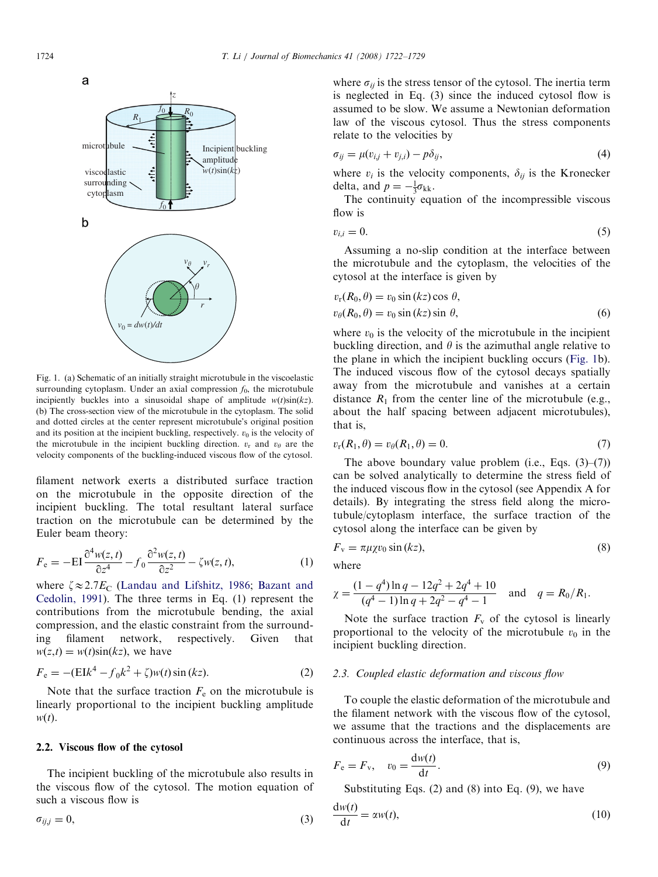Fig. 1. (a) Schematic of an initially straight microtubule in the viscoelastic surrounding cytoplasm. Under an axial compression $f_0$, the microtubule incipiently buckles into a sinusoidal shape of amplitude $w(t)\sin(kz)$. (b) The cross-section view of the microtubule in the cytoplasm. The solid and dotted circles at the center represent microtubule's original position and its position at the incipient buckling, respectively. $v_0$ is the velocity of the microtubule in the incipient buckling direction. $v_r$ and $v_\theta$ are the velocity components of the buckling-induced viscous flow of the cytosol.

filament network exerts a distributed surface traction on the microtubule in the opposite direction of the incipient buckling. The total resultant lateral surface traction on the microtubule can be determined by the Euler beam theory:

$$F_e = -EI\frac{\partial^4 w(z,t)}{\partial z^4} - f_0\frac{\partial^2 w(z,t)}{\partial z^2} - \zeta w(z,t), \tag{1}$$

where $\zeta \approx 2.7E_C$ (Landau and Lifshitz, 1986; Bazant and Cedolin, 1991). The three terms in Eq. (1) represent the contributions from the microtubule bending, the axial compression, and the elastic constraint from the surrounding filament network, respectively. Given that $w(z,t) = w(t)\sin(kz)$, we have

$$F_e = -(EIk^4 - f_0k^2 + \zeta)w(t)\sin(kz). \tag{2}$$

Note that the surface traction $F_e$ on the microtubule is linearly proportional to the incipient buckling amplitude $w(t)$.

### 2.2. Viscous flow of the cytosol

The incipient buckling of the microtubule also results in the viscous flow of the cytosol. The motion equation of such a viscous flow is

$$\sigma_{ij,j} = 0, \tag{3}$$

where $\sigma_{ij}$ is the stress tensor of the cytosol. The inertia term is neglected in Eq. (3) since the induced cytosol flow is assumed to be slow. We assume a Newtonian deformation law of the viscous cytosol. Thus the stress components relate to the velocities by

$$\sigma_{ij} = \mu(v_{i,j} + v_{j,i}) - p\delta_{ij}, \tag{4}$$

where $v_i$ is the velocity components, $\delta_{ij}$ is the Kronecker delta, and $p = -\frac{1}{3}\sigma_{kk}$.

The continuity equation of the incompressible viscous flow is

$$v_{i,i} = 0. \tag{5}$$

Assuming a no-slip condition at the interface between the microtubule and the cytoplasm, the velocities of the cytosol at the interface is given by

$$v_r(R_0, \theta) = v_0 \sin(kz)\cos\theta,$$
$$v_\theta(R_0, \theta) = v_0 \sin(kz)\sin\theta, \tag{6}$$

where $v_0$ is the velocity of the microtubule in the incipient buckling direction, and $\theta$ is the azimuthal angle relative to the plane in which the incipient buckling occurs (Fig. 1b). The induced viscous flow of the cytosol decays spatially away from the microtubule and vanishes at a certain distance $R_1$ from the center line of the microtubule (e.g., about the half spacing between adjacent microtubules), that is,

$$v_r(R_1, \theta) = v_\theta(R_1, \theta) = 0. \tag{7}$$

The above boundary value problem (i.e., Eqs. (3)–(7)) can be solved analytically to determine the stress field of the induced viscous flow in the cytosol (see Appendix A for details). By integrating the stress field along the microtubule/cytoplasm interface, the surface traction of the cytosol along the interface can be given by

$$F_v = \pi\mu\chi v_0 \sin(kz), \tag{8}$$

where

$$\chi = \frac{(1-q^4)\ln q - 12q^2 + 2q^4 + 10}{(q^4-1)\ln q + 2q^2 - q^4 - 1} \quad \text{and} \quad q = R_0/R_1.$$

Note the surface traction $F_v$ of the cytosol is linearly proportional to the velocity of the microtubule $v_0$ in the incipient buckling direction.

### 2.3. Coupled elastic deformation and viscous flow

To couple the elastic deformation of the microtubule and the filament network with the viscous flow of the cytosol, we assume that the tractions and the displacements are continuous across the interface, that is,

$$F_e = F_v, \quad v_0 = \frac{dw(t)}{dt}. \tag{9}$$

Substituting Eqs. (2) and (8) into Eq. (9), we have

$$\frac{dw(t)}{dt} = \alpha w(t), \tag{10}$$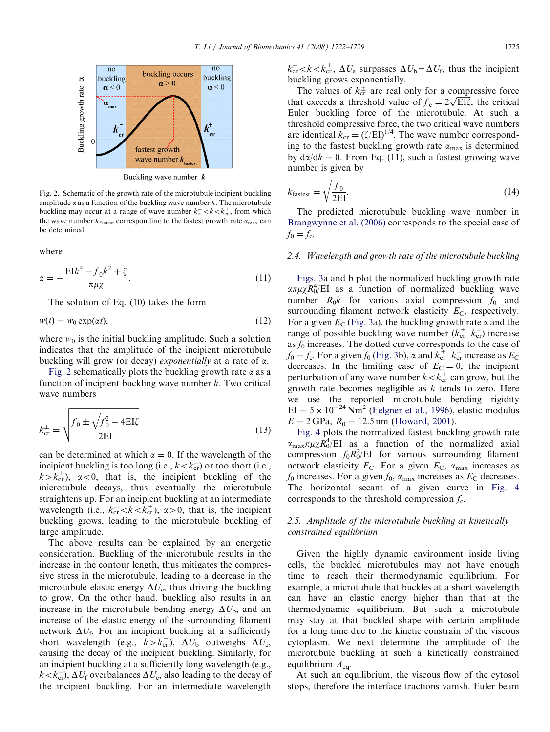Fig. 2. Schematic of the growth rate of the microtubule incipient buckling amplitude $\alpha$ as a function of the buckling wave number $k$. The microtubule buckling may occur at a range of wave number $k_{cr}^{-}<k<k_{cr}^{+}$, from which the wave number $k_{fastest}$ corresponding to the fastest growth rate $\alpha_{max}$ can be determined.

where

$$\alpha = -\frac{EIk^4 - f_0k^2 + \zeta}{\pi\mu\chi}. \tag{11}$$

The solution of Eq. (10) takes the form

$$w(t) = w_0 \exp(\alpha t), \tag{12}$$

where $w_0$ is the initial buckling amplitude. Such a solution indicates that the amplitude of the incipient microtubule buckling will grow (or decay) *exponentially* at a rate of $\alpha$.

Fig. 2 schematically plots the buckling growth rate $\alpha$ as a function of incipient buckling wave number $k$. Two critical wave numbers

$$k_{cr}^{\pm} = \sqrt{\frac{f_0 \pm \sqrt{f_0^2 - 4EI\zeta}}{2EI}} \tag{13}$$

can be determined at which $\alpha = 0$. If the wavelength of the incipient buckling is too long (i.e., $k<k_{cr}^{-}$) or too short (i.e., $k>k_{cr}^{+}$), $\alpha<0$, that is, the incipient buckling of the microtubule decays, thus eventually the microtubule straightens up. For an incipient buckling at an intermediate wavelength (i.e., $k_{cr}^{-}<k<k_{cr}^{+}$), $\alpha>0$, that is, the incipient buckling grows, leading to the microtubule buckling of large amplitude.

The above results can be explained by an energetic consideration. Buckling of the microtubule results in the increase in the contour length, thus mitigates the compressive stress in the microtubule, leading to a decrease in the microtubule elastic energy $\Delta U_e$, thus driving the buckling to grow. On the other hand, buckling also results in an increase in the microtubule bending energy $\Delta U_b$, and an increase of the elastic energy of the surrounding filament network $\Delta U_f$. For an incipient buckling at a sufficiently short wavelength (e.g., $k>k_{cr}^{+}$), $\Delta U_b$ outweighs $\Delta U_e$, causing the decay of the incipient buckling. Similarly, for an incipient buckling at a sufficiently long wavelength (e.g., $k<k_{cr}^{-}$), $\Delta U_f$ overbalances $\Delta U_e$, also leading to the decay of the incipient buckling. For an intermediate wavelength $k_{cr}^{-}<k<k_{cr}^{+}$, $\Delta U_e$ surpasses $\Delta U_b + \Delta U_f$, thus the incipient buckling grows exponentially.

The values of $k_{cr}^{\pm}$ are real only for a compressive force that exceeds a threshold value of $f_c = 2\sqrt{EI\zeta}$, the critical Euler buckling force of the microtubule. At such a threshold compressive force, the two critical wave numbers are identical $k_{cr} = (\zeta/EI)^{1/4}$. The wave number corresponding to the fastest buckling growth rate $\alpha_{max}$ is determined by $d\alpha/dk = 0$. From Eq. (11), such a fastest growing wave number is given by

$$k_{fastest} = \sqrt{\frac{f_0}{2EI}}. \tag{14}$$

The predicted microtubule buckling wave number in Brangwynne et al. (2006) corresponds to the special case of $f_0 = f_c$.

### 2.4. Wavelength and growth rate of the microtubule buckling

Figs. 3a and b plot the normalized buckling growth rate $\alpha\pi\mu\chi R_0^4/EI$ as a function of normalized buckling wave number $R_0k$ for various axial compression $f_0$ and surrounding filament network elasticity $E_C$, respectively. For a given $E_C$ (Fig. 3a), the buckling growth rate $\alpha$ and the range of possible buckling wave number ($k_{cr}^{+}$–$k_{cr}^{-}$) increase as $f_0$ increases. The dotted curve corresponds to the case of $f_0 = f_c$. For a given $f_0$ (Fig. 3b), $\alpha$ and $k_{cr}^{+}$–$k_{cr}^{-}$ increase as $E_C$ decreases. In the limiting case of $E_C = 0$, the incipient perturbation of any wave number $k<k_{cr}^{+}$ can grow, but the growth rate becomes negligible as $k$ tends to zero. Here we use the reported microtubule bending rigidity $EI = 5\times10^{-24}\,Nm^2$ (Felgner et al., 1996), elastic modulus $E = 2\,GPa$, $R_0 = 12.5\,nm$ (Howard, 2001).

Fig. 4 plots the normalized fastest buckling growth rate $\alpha_{max}\pi\mu\chi R_0^4/EI$ as a function of the normalized axial compression $f_0R_0^2/EI$ for various surrounding filament network elasticity $E_C$. For a given $E_C$, $\alpha_{max}$ increases as $f_0$ increases. For a given $f_0$, $\alpha_{max}$ increases as $E_C$ decreases. The horizontal secant of a given curve in Fig. 4 corresponds to the threshold compression $f_c$.

### 2.5. Amplitude of the microtubule buckling at kinetically constrained equilibrium

Given the highly dynamic environment inside living cells, the buckled microtubules may not have enough time to reach their thermodynamic equilibrium. For example, a microtubule that buckles at a short wavelength can have an elastic energy higher than that at the thermodynamic equilibrium. But such a microtubule may stay at that buckled shape with certain amplitude for a long time due to the kinetic constrain of the viscous cytoplasm. We next determine the amplitude of the microtubule buckling at such a kinetically constrained equilibrium $A_{eq}$.

At such an equilibrium, the viscous flow of the cytosol stops, therefore the interface tractions vanish. Euler beam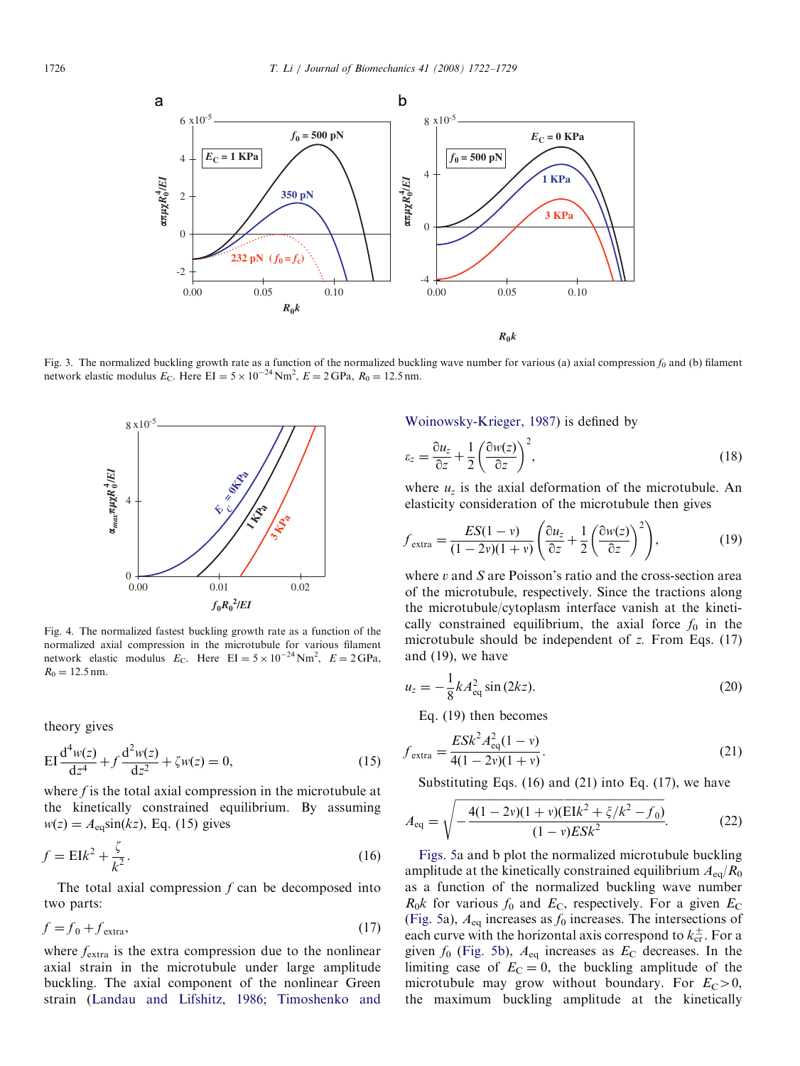Fig. 3. The normalized buckling growth rate as a function of the normalized buckling wave number for various (a) axial compression $f_0$ and (b) filament network elastic modulus $E_C$. Here $EI = 5\times10^{-24}\,\mathrm{Nm}^2$, $E = 2\,\mathrm{GPa}$, $R_0 = 12.5\,\mathrm{nm}$.

Fig. 4. The normalized fastest buckling growth rate as a function of the normalized axial compression in the microtubule for various filament network elastic modulus $E_C$. Here $EI = 5\times10^{-24}\,\mathrm{Nm}^2$, $E = 2\,\mathrm{GPa}$, $R_0 = 12.5\,\mathrm{nm}$.

theory gives

$$\mathrm{EI}\frac{\mathrm{d}^4w(z)}{\mathrm{d}z^4} + f\frac{\mathrm{d}^2w(z)}{\mathrm{d}z^2} + \zeta w(z) = 0, \tag{15}$$

where $f$ is the total axial compression in the microtubule at the kinetically constrained equilibrium. By assuming $w(z) = A_{\mathrm{eq}}\sin(kz)$, Eq. (15) gives

$$f = \mathrm{EI}k^2 + \frac{\zeta}{k^2}. \tag{16}$$

The total axial compression $f$ can be decomposed into two parts:

$$f = f_0 + f_{\mathrm{extra}}, \tag{17}$$

where $f_{\mathrm{extra}}$ is the extra compression due to the nonlinear axial strain in the microtubule under large amplitude buckling. The axial component of the nonlinear Green strain (Landau and Lifshitz, 1986; Timoshenko and Woinowsky-Krieger, 1987) is defined by

$$\varepsilon_z = \frac{\partial u_z}{\partial z} + \frac{1}{2}\left(\frac{\partial w(z)}{\partial z}\right)^2, \tag{18}$$

where $u_z$ is the axial deformation of the microtubule. An elasticity consideration of the microtubule then gives

$$f_{\mathrm{extra}} = \frac{ES(1-v)}{(1-2v)(1+v)}\left(\frac{\partial u_z}{\partial z} + \frac{1}{2}\left(\frac{\partial w(z)}{\partial z}\right)^2\right), \tag{19}$$

where $v$ and $S$ are Poisson's ratio and the cross-section area of the microtubule, respectively. Since the tractions along the microtubule/cytoplasm interface vanish at the kinetically constrained equilibrium, the axial force $f_0$ in the microtubule should be independent of $z$. From Eqs. (17) and (19), we have

$$u_z = -\frac{1}{8}kA_{\mathrm{eq}}^2\sin(2kz). \tag{20}$$

Eq. (19) then becomes

$$f_{\mathrm{extra}} = \frac{ESk^2A_{\mathrm{eq}}^2(1-v)}{4(1-2v)(1+v)}. \tag{21}$$

Substituting Eqs. (16) and (21) into Eq. (17), we have

$$A_{\mathrm{eq}} = \sqrt{-\frac{4(1-2v)(1+v)(\mathrm{EI}k^2 + \xi/k^2 - f_0)}{(1-v)ESk^2}}. \tag{22}$$

Figs. 5a and b plot the normalized microtubule buckling amplitude at the kinetically constrained equilibrium $A_{\mathrm{eq}}/R_0$ as a function of the normalized buckling wave number $R_0k$ for various $f_0$ and $E_C$, respectively. For a given $E_C$ (Fig. 5a), $A_{\mathrm{eq}}$ increases as $f_0$ increases. The intersections of each curve with the horizontal axis correspond to $k_{\mathrm{cr}}^{\pm}$. For a given $f_0$ (Fig. 5b), $A_{\mathrm{eq}}$ increases as $E_C$ decreases. In the limiting case of $E_C = 0$, the buckling amplitude of the microtubule may grow without boundary. For $E_C > 0$, the maximum buckling amplitude at the kinetically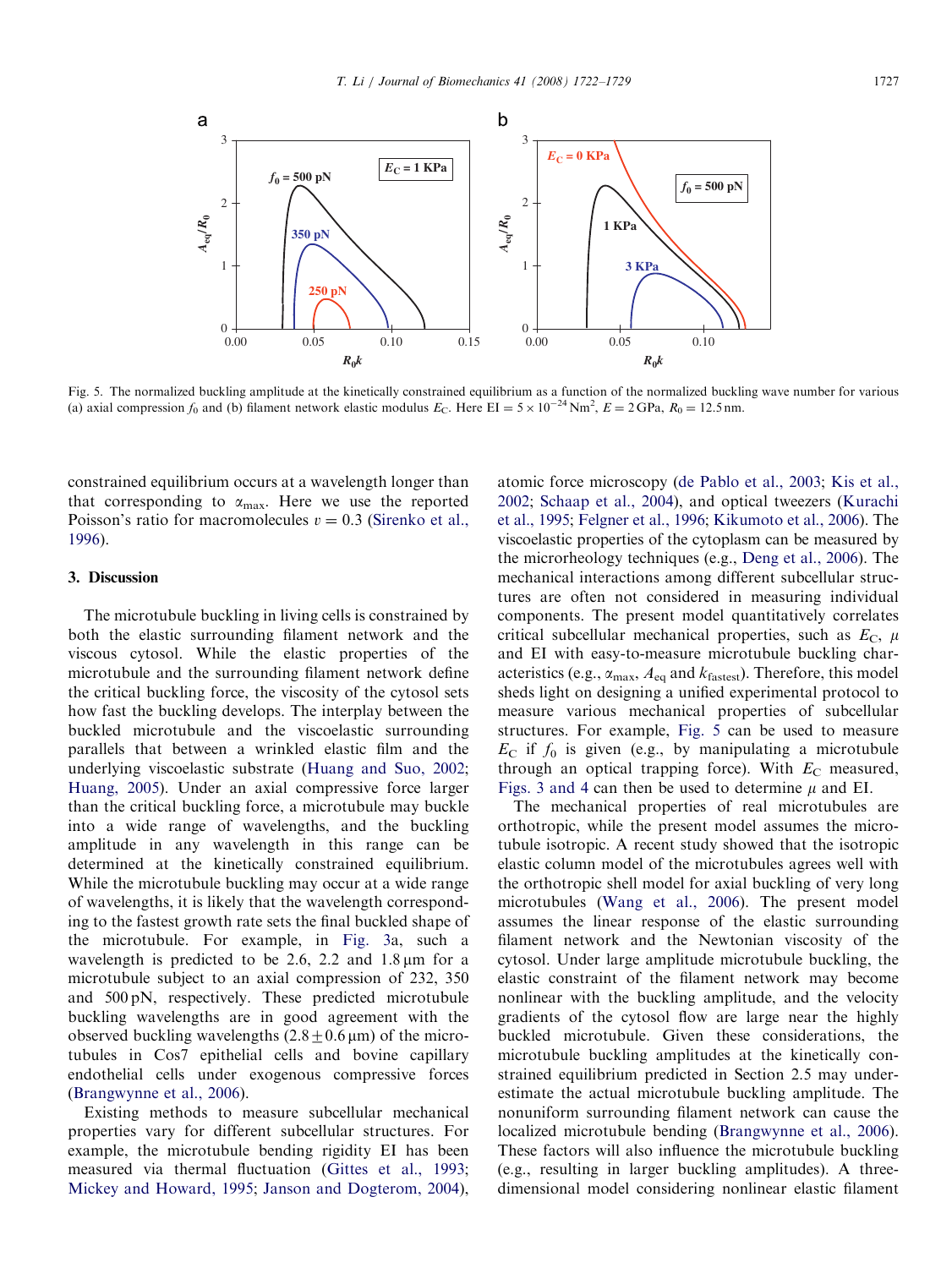Fig. 5. The normalized buckling amplitude at the kinetically constrained equilibrium as a function of the normalized buckling wave number for various (a) axial compression $f_0$ and (b) filament network elastic modulus $E_C$. Here $EI = 5 \times 10^{-24}\,\mathrm{Nm}^2$, $E = 2\,\mathrm{GPa}$, $R_0 = 12.5\,\mathrm{nm}$.

constrained equilibrium occurs at a wavelength longer than that corresponding to $\alpha_{\max}$. Here we use the reported Poisson's ratio for macromolecules $v = 0.3$ (Sirenko et al., 1996).

## 3. Discussion

The microtubule buckling in living cells is constrained by both the elastic surrounding filament network and the viscous cytosol. While the elastic properties of the microtubule and the surrounding filament network define the critical buckling force, the viscosity of the cytosol sets how fast the buckling develops. The interplay between the buckled microtubule and the viscoelastic surrounding parallels that between a wrinkled elastic film and the underlying viscoelastic substrate (Huang and Suo, 2002; Huang, 2005). Under an axial compressive force larger than the critical buckling force, a microtubule may buckle into a wide range of wavelengths, and the buckling amplitude in any wavelength in this range can be determined at the kinetically constrained equilibrium. While the microtubule buckling may occur at a wide range of wavelengths, it is likely that the wavelength corresponding to the fastest growth rate sets the final buckled shape of the microtubule. For example, in Fig. 3a, such a wavelength is predicted to be 2.6, 2.2 and 1.8 μm for a microtubule subject to an axial compression of 232, 350 and 500 pN, respectively. These predicted microtubule buckling wavelengths are in good agreement with the observed buckling wavelengths (2.8 ± 0.6 μm) of the microtubules in Cos7 epithelial cells and bovine capillary endothelial cells under exogenous compressive forces (Brangwynne et al., 2006).

Existing methods to measure subcellular mechanical properties vary for different subcellular structures. For example, the microtubule bending rigidity EI has been measured via thermal fluctuation (Gittes et al., 1993; Mickey and Howard, 1995; Janson and Dogterom, 2004), atomic force microscopy (de Pablo et al., 2003; Kis et al., 2002; Schaap et al., 2004), and optical tweezers (Kurachi et al., 1995; Felgner et al., 1996; Kikumoto et al., 2006). The viscoelastic properties of the cytoplasm can be measured by the microrheology techniques (e.g., Deng et al., 2006). The mechanical interactions among different subcellular structures are often not considered in measuring individual components. The present model quantitatively correlates critical subcellular mechanical properties, such as $E_C$, $\mu$ and EI with easy-to-measure microtubule buckling characteristics (e.g., $\alpha_{\max}$, $A_{eq}$ and $k_{\text{fastest}}$). Therefore, this model sheds light on designing a unified experimental protocol to measure various mechanical properties of subcellular structures. For example, Fig. 5 can be used to measure $E_C$ if $f_0$ is given (e.g., by manipulating a microtubule through an optical trapping force). With $E_C$ measured, Figs. 3 and 4 can then be used to determine $\mu$ and EI.

The mechanical properties of real microtubules are orthotropic, while the present model assumes the microtubule isotropic. A recent study showed that the isotropic elastic column model of the microtubules agrees well with the orthotropic shell model for axial buckling of very long microtubules (Wang et al., 2006). The present model assumes the linear response of the elastic surrounding filament network and the Newtonian viscosity of the cytosol. Under large amplitude microtubule buckling, the elastic constraint of the filament network may become nonlinear with the buckling amplitude, and the velocity gradients of the cytosol flow are large near the highly buckled microtubule. Given these considerations, the microtubule buckling amplitudes at the kinetically constrained equilibrium predicted in Section 2.5 may underestimate the actual microtubule buckling amplitude. The nonuniform surrounding filament network can cause the localized microtubule bending (Brangwynne et al., 2006). These factors will also influence the microtubule buckling (e.g., resulting in larger buckling amplitudes). A three-dimensional model considering nonlinear elastic filament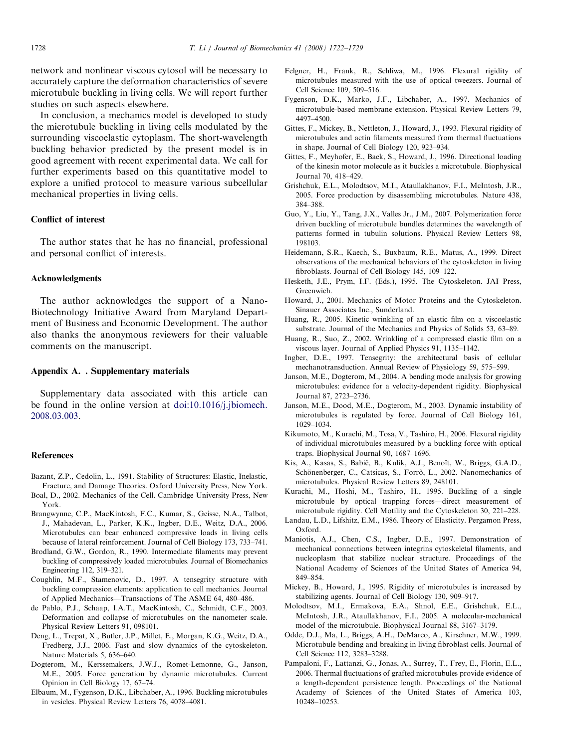network and nonlinear viscous cytosol will be necessary to accurately capture the deformation characteristics of severe microtubule buckling in living cells. We will report further studies on such aspects elsewhere.

In conclusion, a mechanics model is developed to study the microtubule buckling in living cells modulated by the surrounding viscoelastic cytoplasm. The short-wavelength buckling behavior predicted by the present model is in good agreement with recent experimental data. We call for further experiments based on this quantitative model to explore a unified protocol to measure various subcellular mechanical properties in living cells.

## Conflict of interest

The author states that he has no financial, professional and personal conflict of interests.

## Acknowledgments

The author acknowledges the support of a Nano-Biotechnology Initiative Award from Maryland Department of Business and Economic Development. The author also thanks the anonymous reviewers for their valuable comments on the manuscript.

## Appendix A. . Supplementary materials

Supplementary data associated with this article can be found in the online version at doi:10.1016/j.jbiomech.2008.03.003.

## References

Bazant, Z.P., Cedolin, L., 1991. Stability of Structures: Elastic, Inelastic, Fracture, and Damage Theories. Oxford University Press, New York.

Boal, D., 2002. Mechanics of the Cell. Cambridge University Press, New York.

Brangwynne, C.P., MacKintosh, F.C., Kumar, S., Geisse, N.A., Talbot, J., Mahadevan, L., Parker, K.K., Ingber, D.E., Weitz, D.A., 2006. Microtubules can bear enhanced compressive loads in living cells because of lateral reinforcement. Journal of Cell Biology 173, 733–741.

Brodland, G.W., Gordon, R., 1990. Intermediate filaments may prevent buckling of compressively loaded microtubules. Journal of Biomechanics Engineering 112, 319–321.

Coughlin, M.F., Stamenovic, D., 1997. A tensegrity structure with buckling compression elements: application to cell mechanics. Journal of Applied Mechanics—Transactions of The ASME 64, 480–486.

de Pablo, P.J., Schaap, I.A.T., MacKintosh, C., Schmidt, C.F., 2003. Deformation and collapse of microtubules on the nanometer scale. Physical Review Letters 91, 098101.

Deng, L., Trepat, X., Butler, J.P., Millet, E., Morgan, K.G., Weitz, D.A., Fredberg, J.J., 2006. Fast and slow dynamics of the cytoskeleton. Nature Materials 5, 636–640.

Dogterom, M., Kerssemakers, J.W.J., Romet-Lemonne, G., Janson, M.E., 2005. Force generation by dynamic microtubules. Current Opinion in Cell Biology 17, 67–74.

Elbaum, M., Fygenson, D.K., Libchaber, A., 1996. Buckling microtubules in vesicles. Physical Review Letters 76, 4078–4081.

Felgner, H., Frank, R., Schliwa, M., 1996. Flexural rigidity of microtubules measured with the use of optical tweezers. Journal of Cell Science 109, 509–516.

Fygenson, D.K., Marko, J.F., Libchaber, A., 1997. Mechanics of microtubule-based membrane extension. Physical Review Letters 79, 4497–4500.

Gittes, F., Mickey, B., Nettleton, J., Howard, J., 1993. Flexural rigidity of microtubules and actin filaments measured from thermal fluctuations in shape. Journal of Cell Biology 120, 923–934.

Gittes, F., Meyhofer, E., Baek, S., Howard, J., 1996. Directional loading of the kinesin motor molecule as it buckles a microtubule. Biophysical Journal 70, 418–429.

Grishchuk, E.L., Molodtsov, M.I., Ataullakhanov, F.I., McIntosh, J.R., 2005. Force production by disassembling microtubules. Nature 438, 384–388.

Guo, Y., Liu, Y., Tang, J.X., Valles Jr., J.M., 2007. Polymerization force driven buckling of microtubule bundles determines the wavelength of patterns formed in tubulin solutions. Physical Review Letters 98, 198103.

Heidemann, S.R., Kaech, S., Buxbaum, R.E., Matus, A., 1999. Direct observations of the mechanical behaviors of the cytoskeleton in living fibroblasts. Journal of Cell Biology 145, 109–122.

Hesketh, J.E., Prym, I.F. (Eds.), 1995. The Cytoskeleton. JAI Press, Greenwich.

Howard, J., 2001. Mechanics of Motor Proteins and the Cytoskeleton. Sinauer Associates Inc., Sunderland.

Huang, R., 2005. Kinetic wrinkling of an elastic film on a viscoelastic substrate. Journal of the Mechanics and Physics of Solids 53, 63–89.

Huang, R., Suo, Z., 2002. Wrinkling of a compressed elastic film on a viscous layer. Journal of Applied Physics 91, 1135–1142.

Ingber, D.E., 1997. Tensegrity: the architectural basis of cellular mechanotransduction. Annual Review of Physiology 59, 575–599.

Janson, M.E., Dogterom, M., 2004. A bending mode analysis for growing microtubules: evidence for a velocity-dependent rigidity. Biophysical Journal 87, 2723–2736.

Janson, M.E., Dood, M.E., Dogterom, M., 2003. Dynamic instability of microtubules is regulated by force. Journal of Cell Biology 161, 1029–1034.

Kikumoto, M., Kurachi, M., Tosa, V., Tashiro, H., 2006. Flexural rigidity of individual microtubules measured by a buckling force with optical traps. Biophysical Journal 90, 1687–1696.

Kis, A., Kasas, S., Babič, B., Kulik, A.J., Benoît, W., Briggs, G.A.D., Schönenberger, C., Catsicas, S., Forrò, L., 2002. Nanomechanics of microtubules. Physical Review Letters 89, 248101.

Kurachi, M., Hoshi, M., Tashiro, H., 1995. Buckling of a single microtubule by optical trapping forces—direct measurement of microtubule rigidity. Cell Motility and the Cytoskeleton 30, 221–228.

Landau, L.D., Lifshitz, E.M., 1986. Theory of Elasticity. Pergamon Press, Oxford.

Maniotis, A.J., Chen, C.S., Ingber, D.E., 1997. Demonstration of mechanical connections between integrins cytoskeletal filaments, and nucleoplasm that stabilize nuclear structure. Proceedings of the National Academy of Sciences of the United States of America 94, 849–854.

Mickey, B., Howard, J., 1995. Rigidity of microtubules is increased by stabilizing agents. Journal of Cell Biology 130, 909–917.

Molodtsov, M.I., Ermakova, E.A., Shnol, E.E., Grishchuk, E.L., McIntosh, J.R., Ataullakhanov, F.I., 2005. A molecular-mechanical model of the microtubule. Biophysical Journal 88, 3167–3179.

Odde, D.J., Ma, L., Briggs, A.H., DeMarco, A., Kirschner, M.W., 1999. Microtubule bending and breaking in living fibroblast cells. Journal of Cell Science 112, 3283–3288.

Pampaloni, F., Lattanzi, G., Jonas, A., Surrey, T., Frey, E., Florin, E.L., 2006. Thermal fluctuations of grafted microtubules provide evidence of a length-dependent persistence length. Proceedings of the National Academy of Sciences of the United States of America 103, 10248–10253.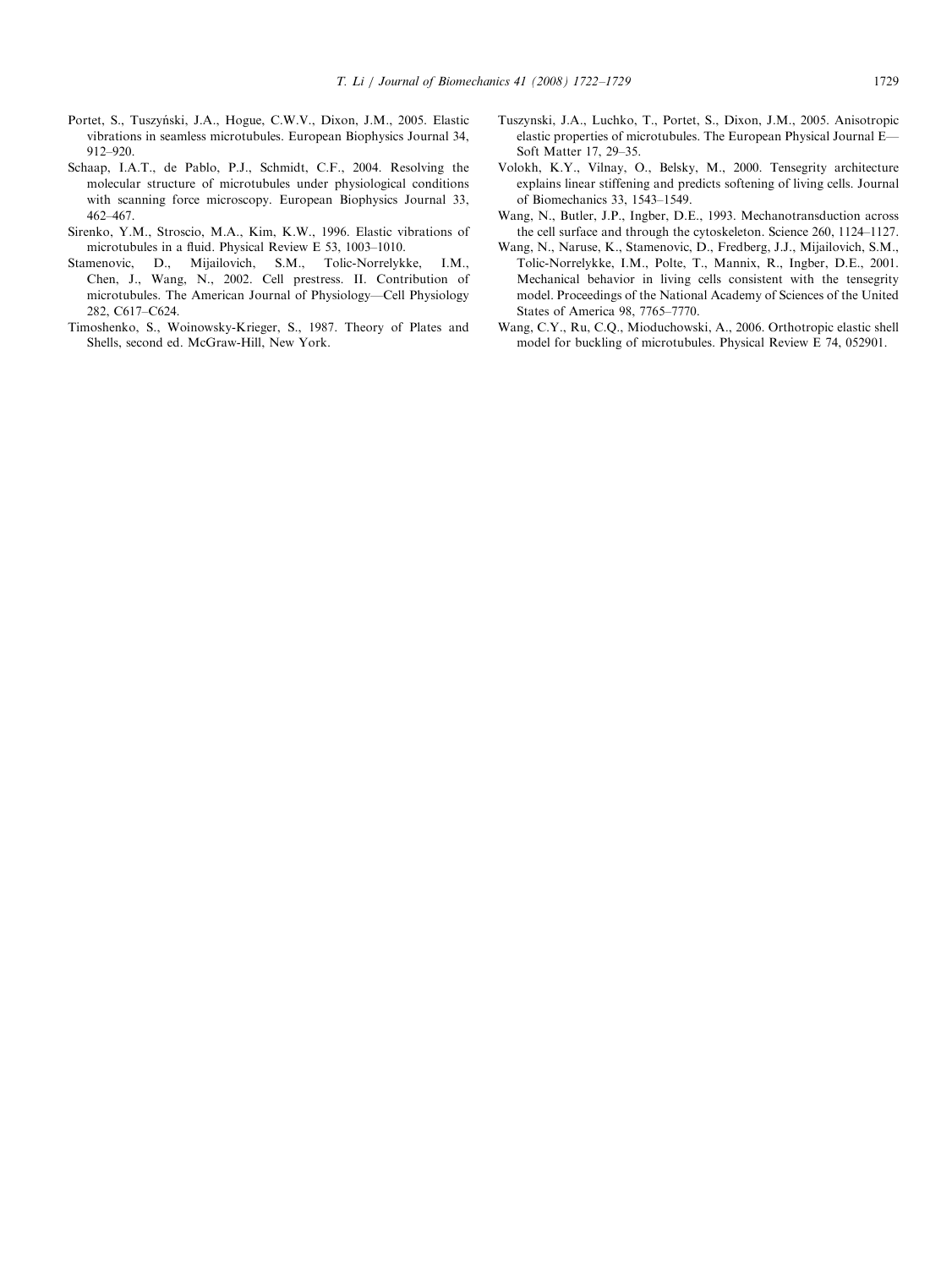Portet, S., Tuszyński, J.A., Hogue, C.W.V., Dixon, J.M., 2005. Elastic vibrations in seamless microtubules. European Biophysics Journal 34, 912–920.

Schaap, I.A.T., de Pablo, P.J., Schmidt, C.F., 2004. Resolving the molecular structure of microtubules under physiological conditions with scanning force microscopy. European Biophysics Journal 33, 462–467.

Sirenko, Y.M., Stroscio, M.A., Kim, K.W., 1996. Elastic vibrations of microtubules in a fluid. Physical Review E 53, 1003–1010.

Stamenovic, D., Mijailovich, S.M., Tolic-Norrelykke, I.M., Chen, J., Wang, N., 2002. Cell prestress. II. Contribution of microtubules. The American Journal of Physiology—Cell Physiology 282, C617–C624.

Timoshenko, S., Woinowsky-Krieger, S., 1987. Theory of Plates and Shells, second ed. McGraw-Hill, New York.

Tuszynski, J.A., Luchko, T., Portet, S., Dixon, J.M., 2005. Anisotropic elastic properties of microtubules. The European Physical Journal E—Soft Matter 17, 29–35.

Volokh, K.Y., Vilnay, O., Belsky, M., 2000. Tensegrity architecture explains linear stiffening and predicts softening of living cells. Journal of Biomechanics 33, 1543–1549.

Wang, N., Butler, J.P., Ingber, D.E., 1993. Mechanotransduction across the cell surface and through the cytoskeleton. Science 260, 1124–1127.

Wang, N., Naruse, K., Stamenovic, D., Fredberg, J.J., Mijailovich, S.M., Tolic-Norrelykke, I.M., Polte, T., Mannix, R., Ingber, D.E., 2001. Mechanical behavior in living cells consistent with the tensegrity model. Proceedings of the National Academy of Sciences of the United States of America 98, 7765–7770.

Wang, C.Y., Ru, C.Q., Mioduchowski, A., 2006. Orthotropic elastic shell model for buckling of microtubules. Physical Review E 74, 052901.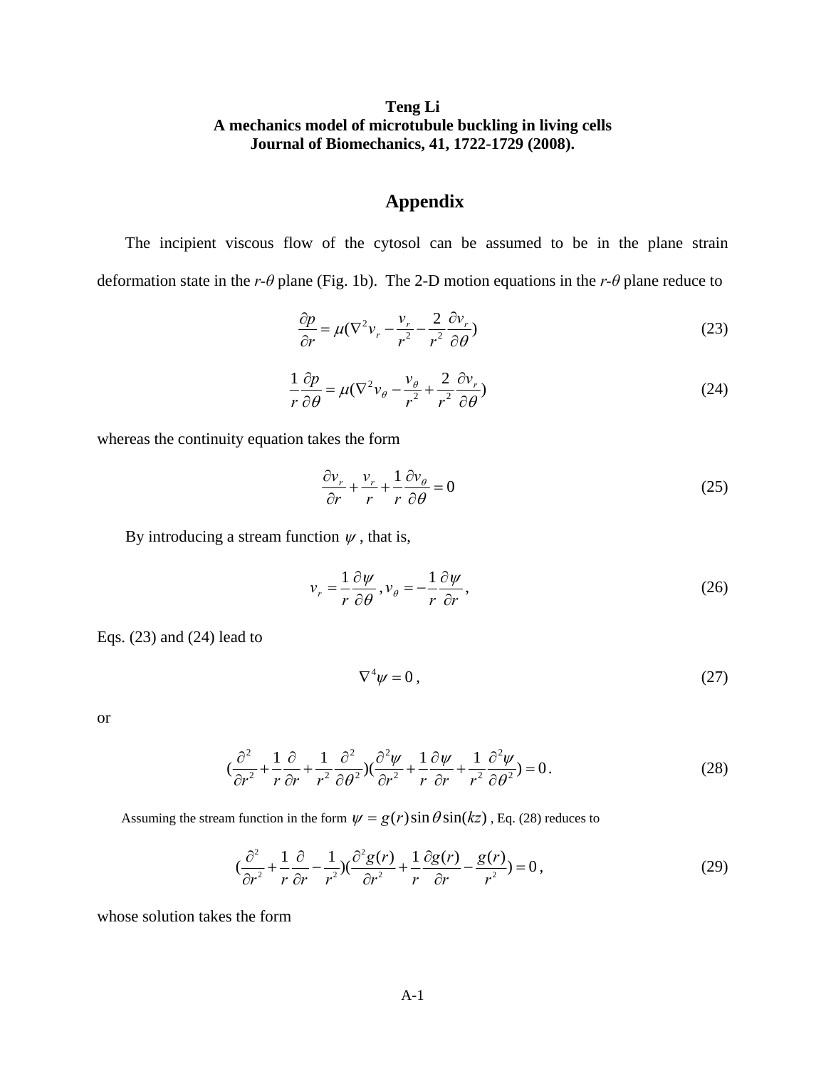**Teng Li**
**A mechanics model of microtubule buckling in living cells**
**Journal of Biomechanics, 41, 1722-1729 (2008).**

## Appendix

The incipient viscous flow of the cytosol can be assumed to be in the plane strain deformation state in the $r$-$\theta$ plane (Fig. 1b). The 2-D motion equations in the $r$-$\theta$ plane reduce to

$$\frac{\partial p}{\partial r} = \mu(\nabla^2 v_r - \frac{v_r}{r^2} - \frac{2}{r^2}\frac{\partial v_r}{\partial \theta}) \tag{23}$$

$$\frac{1}{r}\frac{\partial p}{\partial \theta} = \mu(\nabla^2 v_\theta - \frac{v_\theta}{r^2} + \frac{2}{r^2}\frac{\partial v_r}{\partial \theta}) \tag{24}$$

whereas the continuity equation takes the form

$$\frac{\partial v_r}{\partial r} + \frac{v_r}{r} + \frac{1}{r}\frac{\partial v_\theta}{\partial \theta} = 0 \tag{25}$$

By introducing a stream function $\psi$, that is,

$$v_r = \frac{1}{r}\frac{\partial \psi}{\partial \theta}, v_\theta = -\frac{1}{r}\frac{\partial \psi}{\partial r}, \tag{26}$$

Eqs. (23) and (24) lead to

$$\nabla^4 \psi = 0, \tag{27}$$

or

$$(\frac{\partial^2}{\partial r^2} + \frac{1}{r}\frac{\partial}{\partial r} + \frac{1}{r^2}\frac{\partial^2}{\partial \theta^2})(\frac{\partial^2 \psi}{\partial r^2} + \frac{1}{r}\frac{\partial \psi}{\partial r} + \frac{1}{r^2}\frac{\partial^2 \psi}{\partial \theta^2}) = 0. \tag{28}$$

Assuming the stream function in the form $\psi = g(r)\sin\theta \sin(kz)$, Eq. (28) reduces to

$$(\frac{\partial^2}{\partial r^2} + \frac{1}{r}\frac{\partial}{\partial r} - \frac{1}{r^2})(\frac{\partial^2 g(r)}{\partial r^2} + \frac{1}{r}\frac{\partial g(r)}{\partial r} - \frac{g(r)}{r^2}) = 0, \tag{29}$$

whose solution takes the form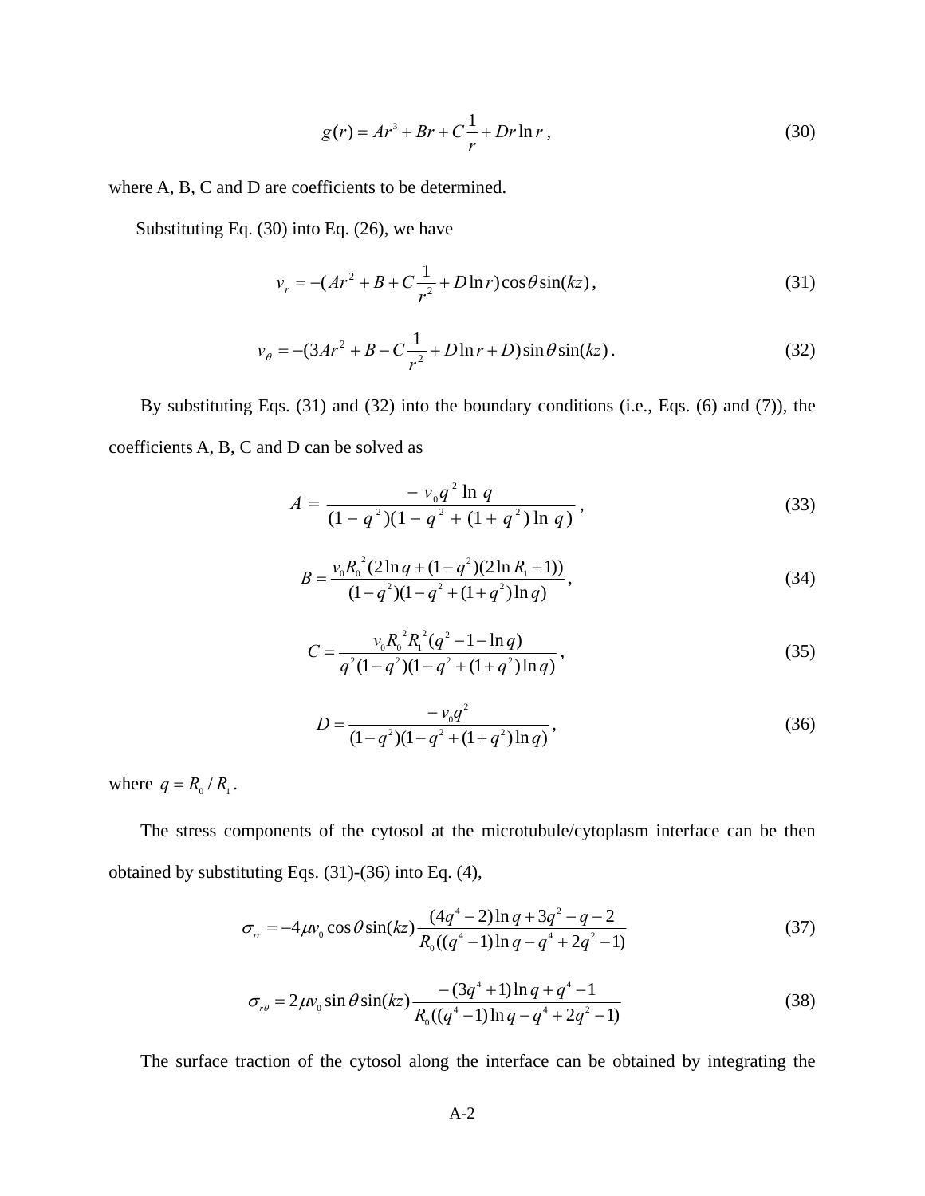$$g(r) = Ar^3 + Br + C\frac{1}{r} + Dr\ln r\,, \tag{30}$$

where A, B, C and D are coefficients to be determined.

Substituting Eq. (30) into Eq. (26), we have

$$v_r = -(Ar^2 + B + C\frac{1}{r^2} + D\ln r)\cos\theta\sin(kz)\,, \tag{31}$$

$$v_\theta = -(3Ar^2 + B - C\frac{1}{r^2} + D\ln r + D)\sin\theta\sin(kz)\,. \tag{32}$$

By substituting Eqs. (31) and (32) into the boundary conditions (i.e., Eqs. (6) and (7)), the coefficients A, B, C and D can be solved as

$$A = \frac{-v_0 q^2 \ln q}{(1-q^2)(1-q^2+(1+q^2)\ln q)}\,, \tag{33}$$

$$B = \frac{v_0 R_0^{\ 2}(2\ln q + (1-q^2)(2\ln R_1 + 1))}{(1-q^2)(1-q^2+(1+q^2)\ln q)}\,, \tag{34}$$

$$C = \frac{v_0 R_0^{\ 2} R_1^{\ 2}(q^2 - 1 - \ln q)}{q^2(1-q^2)(1-q^2+(1+q^2)\ln q)}\,, \tag{35}$$

$$D = \frac{-v_0 q^2}{(1-q^2)(1-q^2+(1+q^2)\ln q)}\,, \tag{36}$$

where $q = R_0 / R_1$.

The stress components of the cytosol at the microtubule/cytoplasm interface can be then obtained by substituting Eqs. (31)-(36) into Eq. (4),

$$\sigma_{rr} = -4\mu v_0 \cos\theta\sin(kz)\frac{(4q^4-2)\ln q + 3q^2 - q - 2}{R_0((q^4-1)\ln q - q^4 + 2q^2 - 1)} \tag{37}$$

$$\sigma_{r\theta} = 2\mu v_0 \sin\theta\sin(kz)\frac{-(3q^4+1)\ln q + q^4 - 1}{R_0((q^4-1)\ln q - q^4 + 2q^2 - 1)} \tag{38}$$

The surface traction of the cytosol along the interface can be obtained by integrating the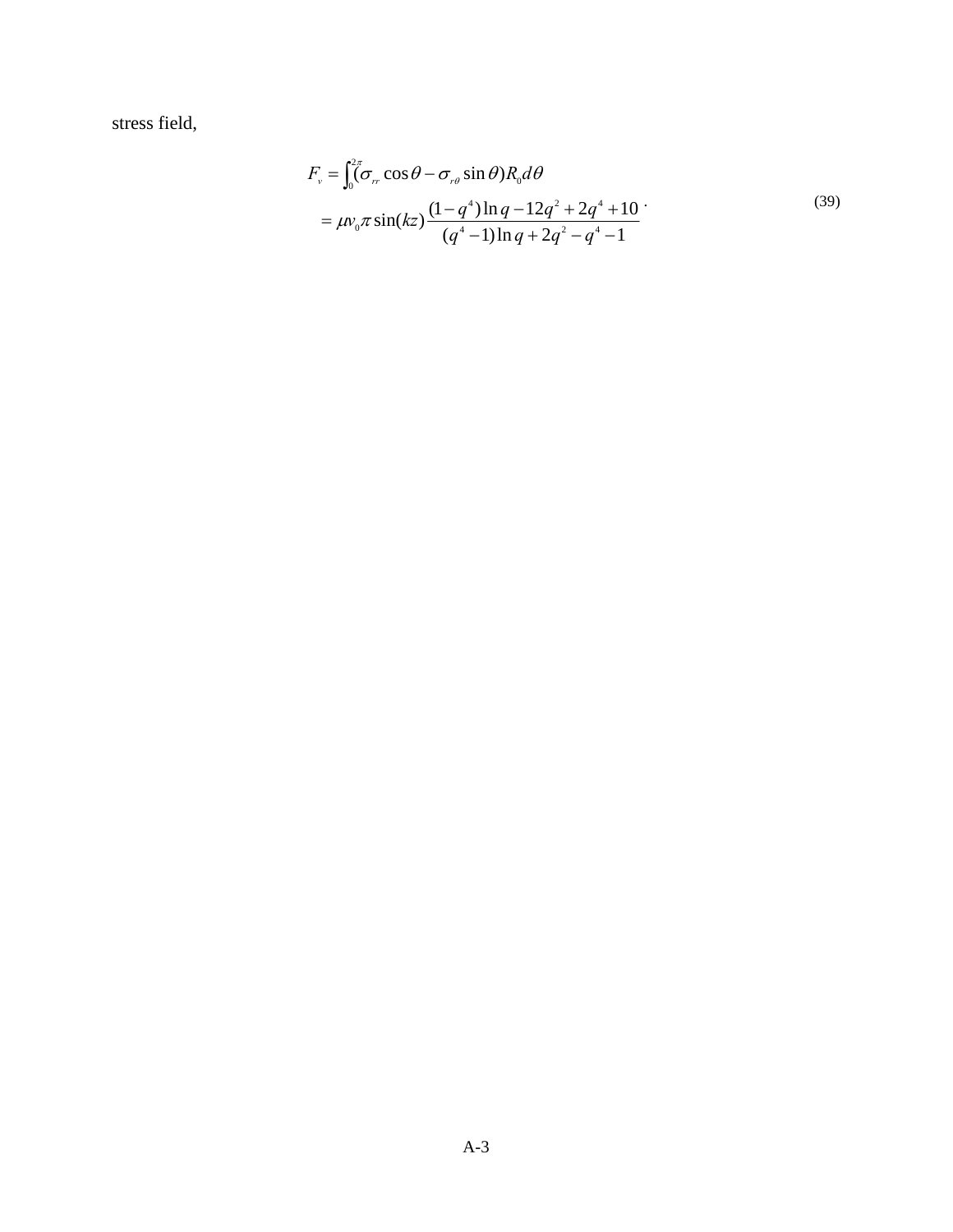stress field,

$$
\begin{aligned}
F_v &= \int_0^{2\pi} (\sigma_{rr} \cos\theta - \sigma_{r\theta} \sin\theta) R_0 d\theta \\
&= \mu v_0 \pi \sin(kz) \frac{(1-q^4)\ln q - 12q^2 + 2q^4 + 10}{(q^4-1)\ln q + 2q^2 - q^4 - 1}
\end{aligned} \tag{39}
$$